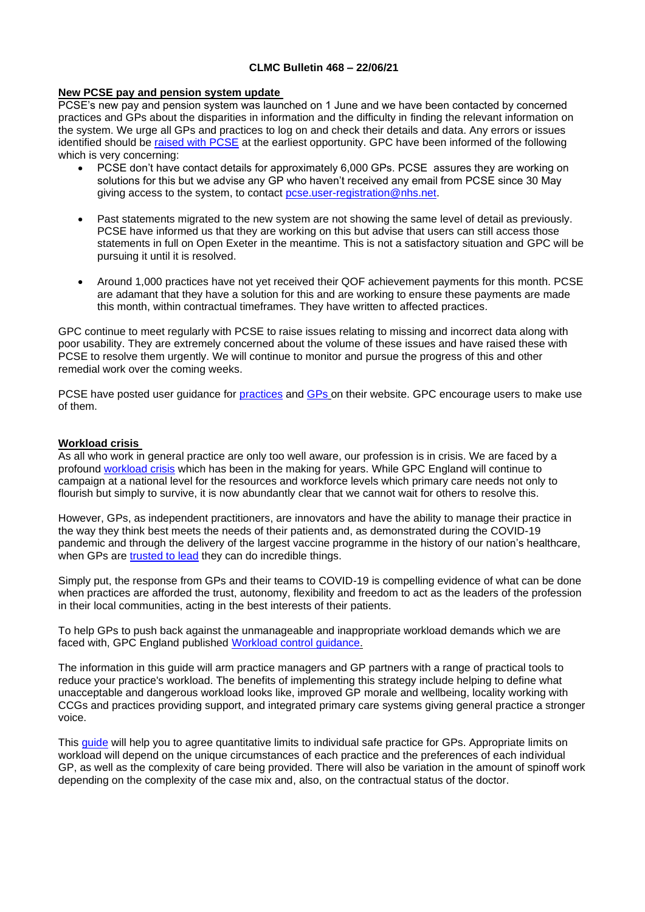**CLMC Bulletin 468 – 22/06/21**

## New PCSE pay and pension system update

PCSE's new pay and pension system was launched on 1 June and we have been contacted by concerned practices and GPs about the disparities in information and the difficulty in finding the relevant information on the system. We urge all GPs and practices to log on and check their details and data. Any errors or issues identified should be raised with PCSE at the earliest opportunity. GPC have been informed of the following which is very concerning:

- PCSE don't have contact details for approximately 6,000 GPs. PCSE assures they are working on solutions for this but we advise any GP who haven't received any email from PCSE since 30 May giving access to the system, to contact pcse.user-registration@nhs.net.
- Past statements migrated to the new system are not showing the same level of detail as previously. PCSE have informed us that they are working on this but advise that users can still access those statements in full on Open Exeter in the meantime. This is not a satisfactory situation and GPC will be pursuing it until it is resolved.
- Around 1,000 practices have not yet received their QOF achievement payments for this month. PCSE are adamant that they have a solution for this and are working to ensure these payments are made this month, within contractual timeframes. They have written to affected practices.

GPC continue to meet regularly with PCSE to raise issues relating to missing and incorrect data along with poor usability. They are extremely concerned about the volume of these issues and have raised these with PCSE to resolve them urgently. We will continue to monitor and pursue the progress of this and other remedial work over the coming weeks.

PCSE have posted user guidance for practices and GPs on their website. GPC encourage users to make use of them.

## Workload crisis

As all who work in general practice are only too well aware, our profession is in crisis. We are faced by a profound workload crisis which has been in the making for years. While GPC England will continue to campaign at a national level for the resources and workforce levels which primary care needs not only to flourish but simply to survive, it is now abundantly clear that we cannot wait for others to resolve this.

However, GPs, as independent practitioners, are innovators and have the ability to manage their practice in the way they think best meets the needs of their patients and, as demonstrated during the COVID-19 pandemic and through the delivery of the largest vaccine programme in the history of our nation's healthcare, when GPs are trusted to lead they can do incredible things.

Simply put, the response from GPs and their teams to COVID-19 is compelling evidence of what can be done when practices are afforded the trust, autonomy, flexibility and freedom to act as the leaders of the profession in their local communities, acting in the best interests of their patients.

To help GPs to push back against the unmanageable and inappropriate workload demands which we are faced with, GPC England published Workload control guidance.

The information in this guide will arm practice managers and GP partners with a range of practical tools to reduce your practice's workload. The benefits of implementing this strategy include helping to define what unacceptable and dangerous workload looks like, improved GP morale and wellbeing, locality working with CCGs and practices providing support, and integrated primary care systems giving general practice a stronger voice.

This guide will help you to agree quantitative limits to individual safe practice for GPs. Appropriate limits on workload will depend on the unique circumstances of each practice and the preferences of each individual GP, as well as the complexity of care being provided. There will also be variation in the amount of spinoff work depending on the complexity of the case mix and, also, on the contractual status of the doctor.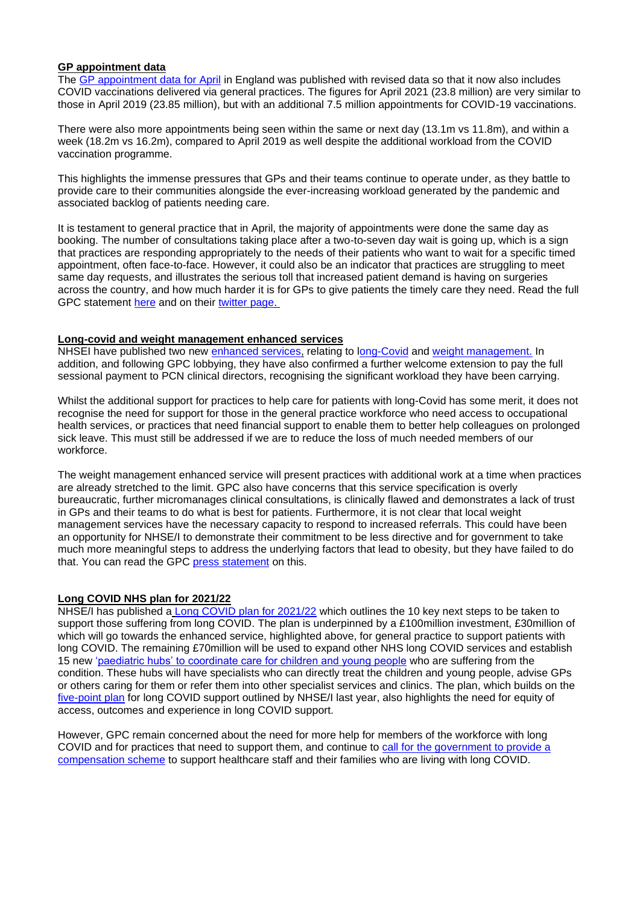## GP appointment data

The GP appointment data for April in England was published with revised data so that it now also includes COVID vaccinations delivered via general practices. The figures for April 2021 (23.8 million) are very similar to those in April 2019 (23.85 million), but with an additional 7.5 million appointments for COVID-19 vaccinations.

There were also more appointments being seen within the same or next day (13.1m vs 11.8m), and within a week (18.2m vs 16.2m), compared to April 2019 as well despite the additional workload from the COVID vaccination programme.

This highlights the immense pressures that GPs and their teams continue to operate under, as they battle to provide care to their communities alongside the ever-increasing workload generated by the pandemic and associated backlog of patients needing care.

It is testament to general practice that in April, the majority of appointments were done the same day as booking. The number of consultations taking place after a two-to-seven day wait is going up, which is a sign that practices are responding appropriately to the needs of their patients who want to wait for a specific timed appointment, often face-to-face. However, it could also be an indicator that practices are struggling to meet same day requests, and illustrates the serious toll that increased patient demand is having on surgeries across the country, and how much harder it is for GPs to give patients the timely care they need. Read the full GPC statement here and on their twitter page.

## Long-covid and weight management enhanced services

NHSEI have published two new enhanced services, relating to long-Covid and weight management. In addition, and following GPC lobbying, they have also confirmed a further welcome extension to pay the full sessional payment to PCN clinical directors, recognising the significant workload they have been carrying.

Whilst the additional support for practices to help care for patients with long-Covid has some merit, it does not recognise the need for support for those in the general practice workforce who need access to occupational health services, or practices that need financial support to enable them to better help colleagues on prolonged sick leave. This must still be addressed if we are to reduce the loss of much needed members of our workforce.

The weight management enhanced service will present practices with additional work at a time when practices are already stretched to the limit. GPC also have concerns that this service specification is overly bureaucratic, further micromanages clinical consultations, is clinically flawed and demonstrates a lack of trust in GPs and their teams to do what is best for patients. Furthermore, it is not clear that local weight management services have the necessary capacity to respond to increased referrals. This could have been an opportunity for NHSE/I to demonstrate their commitment to be less directive and for government to take much more meaningful steps to address the underlying factors that lead to obesity, but they have failed to do that. You can read the GPC press statement on this.

## Long COVID NHS plan for 2021/22

NHSE/I has published a Long COVID plan for 2021/22 which outlines the 10 key next steps to be taken to support those suffering from long COVID. The plan is underpinned by a £100million investment, £30million of which will go towards the enhanced service, highlighted above, for general practice to support patients with long COVID. The remaining £70million will be used to expand other NHS long COVID services and establish 15 new 'paediatric hubs' to coordinate care for children and young people who are suffering from the condition. These hubs will have specialists who can directly treat the children and young people, advise GPs or others caring for them or refer them into other specialist services and clinics. The plan, which builds on the five-point plan for long COVID support outlined by NHSE/I last year, also highlights the need for equity of access, outcomes and experience in long COVID support.

However, GPC remain concerned about the need for more help for members of the workforce with long COVID and for practices that need to support them, and continue to call for the government to provide a compensation scheme to support healthcare staff and their families who are living with long COVID.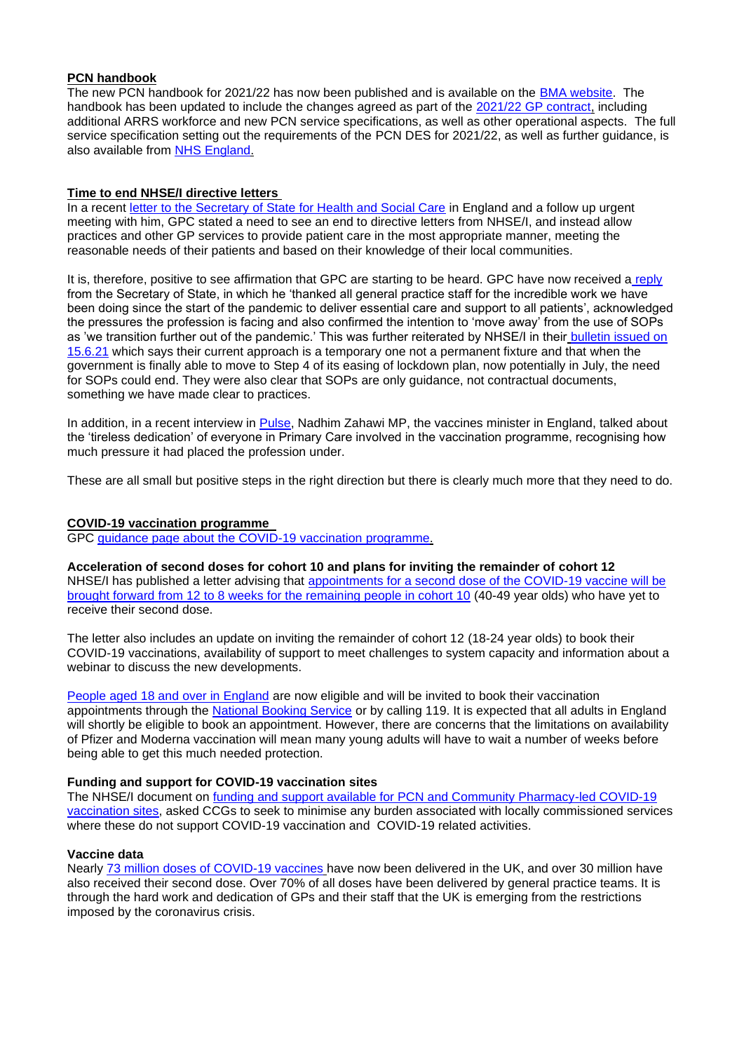## PCN handbook

The new PCN handbook for 2021/22 has now been published and is available on the BMA website. The handbook has been updated to include the changes agreed as part of the 2021/22 GP contract, including additional ARRS workforce and new PCN service specifications, as well as other operational aspects. The full service specification setting out the requirements of the PCN DES for 2021/22, as well as further guidance, is also available from NHS England.

## Time to end NHSE/I directive letters

In a recent letter to the Secretary of State for Health and Social Care in England and a follow up urgent meeting with him, GPC stated a need to see an end to directive letters from NHSE/I, and instead allow practices and other GP services to provide patient care in the most appropriate manner, meeting the reasonable needs of their patients and based on their knowledge of their local communities.

It is, therefore, positive to see affirmation that GPC are starting to be heard. GPC have now received a reply from the Secretary of State, in which he 'thanked all general practice staff for the incredible work we have been doing since the start of the pandemic to deliver essential care and support to all patients', acknowledged the pressures the profession is facing and also confirmed the intention to 'move away' from the use of SOPs as 'we transition further out of the pandemic.' This was further reiterated by NHSE/I in their bulletin issued on 15.6.21 which says their current approach is a temporary one not a permanent fixture and that when the government is finally able to move to Step 4 of its easing of lockdown plan, now potentially in July, the need for SOPs could end. They were also clear that SOPs are only guidance, not contractual documents, something we have made clear to practices.

In addition, in a recent interview in Pulse, Nadhim Zahawi MP, the vaccines minister in England, talked about the 'tireless dedication' of everyone in Primary Care involved in the vaccination programme, recognising how much pressure it had placed the profession under.

These are all small but positive steps in the right direction but there is clearly much more that they need to do.

## COVID-19 vaccination programme

GPC guidance page about the COVID-19 vaccination programme.

### Acceleration of second doses for cohort 10 and plans for inviting the remainder of cohort 12

NHSE/I has published a letter advising that appointments for a second dose of the COVID-19 vaccine will be brought forward from 12 to 8 weeks for the remaining people in cohort 10 (40-49 year olds) who have yet to receive their second dose.

The letter also includes an update on inviting the remainder of cohort 12 (18-24 year olds) to book their COVID-19 vaccinations, availability of support to meet challenges to system capacity and information about a webinar to discuss the new developments.

People aged 18 and over in England are now eligible and will be invited to book their vaccination appointments through the National Booking Service or by calling 119. It is expected that all adults in England will shortly be eligible to book an appointment. However, there are concerns that the limitations on availability of Pfizer and Moderna vaccination will mean many young adults will have to wait a number of weeks before being able to get this much needed protection.

### Funding and support for COVID-19 vaccination sites

The NHSE/I document on funding and support available for PCN and Community Pharmacy-led COVID-19 vaccination sites, asked CCGs to seek to minimise any burden associated with locally commissioned services where these do not support COVID-19 vaccination and COVID-19 related activities.

### Vaccine data

Nearly 73 million doses of COVID-19 vaccines have now been delivered in the UK, and over 30 million have also received their second dose. Over 70% of all doses have been delivered by general practice teams. It is through the hard work and dedication of GPs and their staff that the UK is emerging from the restrictions imposed by the coronavirus crisis.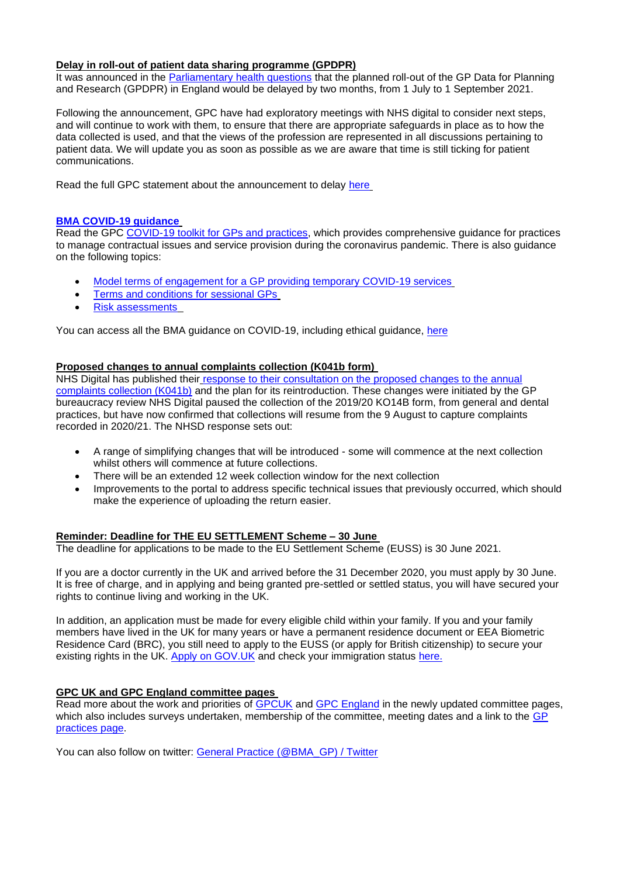### Delay in roll-out of patient data sharing programme (GPDPR)

It was announced in the Parliamentary health questions that the planned roll-out of the GP Data for Planning and Research (GPDPR) in England would be delayed by two months, from 1 July to 1 September 2021.

Following the announcement, GPC have had exploratory meetings with NHS digital to consider next steps, and will continue to work with them, to ensure that there are appropriate safeguards in place as to how the data collected is used, and that the views of the profession are represented in all discussions pertaining to patient data. We will update you as soon as possible as we are aware that time is still ticking for patient communications.

Read the full GPC statement about the announcement to delay here

### BMA COVID-19 guidance

Read the GPC COVID-19 toolkit for GPs and practices, which provides comprehensive guidance for practices to manage contractual issues and service provision during the coronavirus pandemic. There is also guidance on the following topics:

- Model terms of engagement for a GP providing temporary COVID-19 services
- Terms and conditions for sessional GPs
- Risk assessments

You can access all the BMA guidance on COVID-19, including ethical guidance, here

### Proposed changes to annual complaints collection (K041b form)

NHS Digital has published their response to their consultation on the proposed changes to the annual complaints collection (K041b) and the plan for its reintroduction. These changes were initiated by the GP bureaucracy review NHS Digital paused the collection of the 2019/20 KO14B form, from general and dental practices, but have now confirmed that collections will resume from the 9 August to capture complaints recorded in 2020/21. The NHSD response sets out:

- A range of simplifying changes that will be introduced - some will commence at the next collection whilst others will commence at future collections.
- There will be an extended 12 week collection window for the next collection
- Improvements to the portal to address specific technical issues that previously occurred, which should make the experience of uploading the return easier.

### Reminder: Deadline for THE EU SETTLEMENT Scheme – 30 June

The deadline for applications to be made to the EU Settlement Scheme (EUSS) is 30 June 2021.

If you are a doctor currently in the UK and arrived before the 31 December 2020, you must apply by 30 June. It is free of charge, and in applying and being granted pre-settled or settled status, you will have secured your rights to continue living and working in the UK.

In addition, an application must be made for every eligible child within your family. If you and your family members have lived in the UK for many years or have a permanent residence document or EEA Biometric Residence Card (BRC), you still need to apply to the EUSS (or apply for British citizenship) to secure your existing rights in the UK. Apply on GOV.UK and check your immigration status here.

### GPC UK and GPC England committee pages

Read more about the work and priorities of GPCUK and GPC England in the newly updated committee pages, which also includes surveys undertaken, membership of the committee, meeting dates and a link to the GP practices page.

You can also follow on twitter: General Practice (@BMA_GP) / Twitter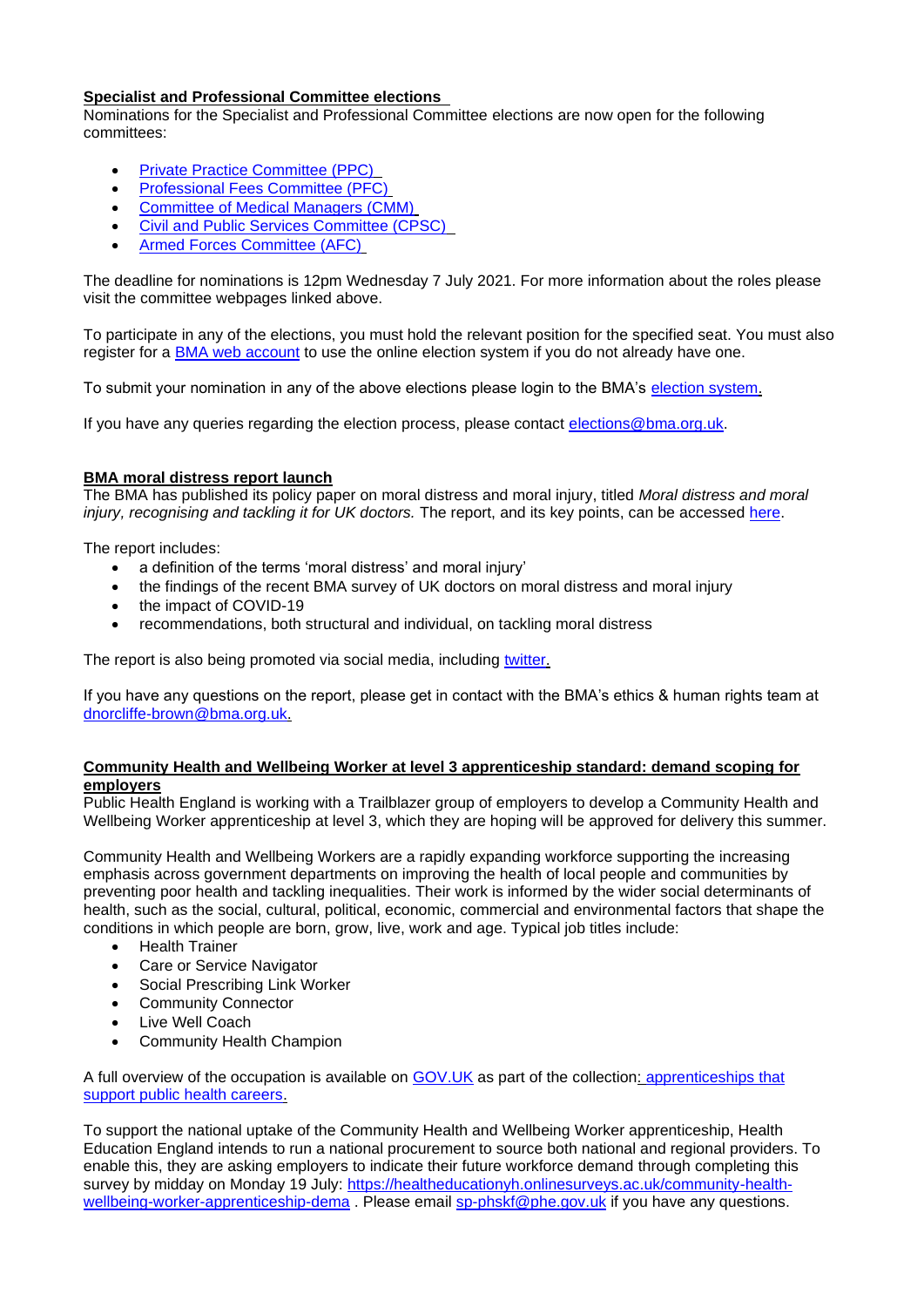**Specialist and Professional Committee elections**

Nominations for the Specialist and Professional Committee elections are now open for the following committees:

- Private Practice Committee (PPC)
- Professional Fees Committee (PFC)
- Committee of Medical Managers (CMM)
- Civil and Public Services Committee (CPSC)
- Armed Forces Committee (AFC)

The deadline for nominations is 12pm Wednesday 7 July 2021. For more information about the roles please visit the committee webpages linked above.

To participate in any of the elections, you must hold the relevant position for the specified seat. You must also register for a BMA web account to use the online election system if you do not already have one.

To submit your nomination in any of the above elections please login to the BMA's election system.

If you have any queries regarding the election process, please contact elections@bma.org.uk.

**BMA moral distress report launch**

The BMA has published its policy paper on moral distress and moral injury, titled *Moral distress and moral injury, recognising and tackling it for UK doctors.* The report, and its key points, can be accessed here.

The report includes:

- a definition of the terms 'moral distress' and moral injury'
- the findings of the recent BMA survey of UK doctors on moral distress and moral injury
- the impact of COVID-19
- recommendations, both structural and individual, on tackling moral distress

The report is also being promoted via social media, including twitter.

If you have any questions on the report, please get in contact with the BMA's ethics & human rights team at dnorcliffe-brown@bma.org.uk.

**Community Health and Wellbeing Worker at level 3 apprenticeship standard: demand scoping for employers**

Public Health England is working with a Trailblazer group of employers to develop a Community Health and Wellbeing Worker apprenticeship at level 3, which they are hoping will be approved for delivery this summer.

Community Health and Wellbeing Workers are a rapidly expanding workforce supporting the increasing emphasis across government departments on improving the health of local people and communities by preventing poor health and tackling inequalities. Their work is informed by the wider social determinants of health, such as the social, cultural, political, economic, commercial and environmental factors that shape the conditions in which people are born, grow, live, work and age. Typical job titles include:

- Health Trainer
- Care or Service Navigator
- Social Prescribing Link Worker
- Community Connector
- Live Well Coach
- Community Health Champion

A full overview of the occupation is available on GOV.UK as part of the collection: apprenticeships that support public health careers.

To support the national uptake of the Community Health and Wellbeing Worker apprenticeship, Health Education England intends to run a national procurement to source both national and regional providers. To enable this, they are asking employers to indicate their future workforce demand through completing this survey by midday on Monday 19 July: https://healtheducationyh.onlinesurveys.ac.uk/community-health-wellbeing-worker-apprenticeship-dema . Please email sp-phskf@phe.gov.uk if you have any questions.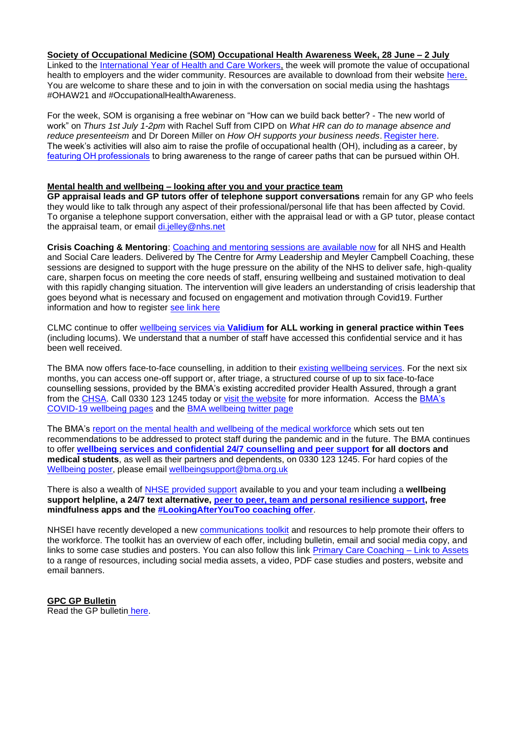**Society of Occupational Medicine (SOM) Occupational Health Awareness Week, 28 June – 2 July**

Linked to the International Year of Health and Care Workers, the week will promote the value of occupational health to employers and the wider community. Resources are available to download from their website here. You are welcome to share these and to join in with the conversation on social media using the hashtags #OHAW21 and #OccupationalHealthAwareness.

For the week, SOM is organising a free webinar on "How can we build back better? - The new world of work" on *Thurs 1st July 1-2pm* with Rachel Suff from CIPD on *What HR can do to manage absence and reduce presenteeism* and Dr Doreen Miller on *How OH supports your business needs*. Register here. The week's activities will also aim to raise the profile of occupational health (OH), including as a career, by featuring OH professionals to bring awareness to the range of career paths that can be pursued within OH.

**Mental health and wellbeing – looking after you and your practice team**

**GP appraisal leads and GP tutors offer of telephone support conversations** remain for any GP who feels they would like to talk through any aspect of their professional/personal life that has been affected by Covid. To organise a telephone support conversation, either with the appraisal lead or with a GP tutor, please contact the appraisal team, or email di.jelley@nhs.net

**Crisis Coaching & Mentoring**: Coaching and mentoring sessions are available now for all NHS and Health and Social Care leaders. Delivered by The Centre for Army Leadership and Meyler Campbell Coaching, these sessions are designed to support with the huge pressure on the ability of the NHS to deliver safe, high-quality care, sharpen focus on meeting the core needs of staff, ensuring wellbeing and sustained motivation to deal with this rapidly changing situation. The intervention will give leaders an understanding of crisis leadership that goes beyond what is necessary and focused on engagement and motivation through Covid19. Further information and how to register see link here

CLMC continue to offer wellbeing services via **Validium** **for ALL working in general practice within Tees** (including locums). We understand that a number of staff have accessed this confidential service and it has been well received.

The BMA now offers face-to-face counselling, in addition to their existing wellbeing services. For the next six months, you can access one-off support or, after triage, a structured course of up to six face-to-face counselling sessions, provided by the BMA's existing accredited provider Health Assured, through a grant from the CHSA. Call 0330 123 1245 today or visit the website for more information. Access the BMA's COVID-19 wellbeing pages and the BMA wellbeing twitter page

The BMA's report on the mental health and wellbeing of the medical workforce which sets out ten recommendations to be addressed to protect staff during the pandemic and in the future. The BMA continues to offer **wellbeing services and confidential 24/7 counselling and peer support for all doctors and medical students**, as well as their partners and dependents, on 0330 123 1245. For hard copies of the Wellbeing poster, please email wellbeingsupport@bma.org.uk

There is also a wealth of NHSE provided support available to you and your team including a **wellbeing support helpline, a 24/7 text alternative, peer to peer, team and personal resilience support, free mindfulness apps and the #LookingAfterYouToo coaching offer**.

NHSEI have recently developed a new communications toolkit and resources to help promote their offers to the workforce. The toolkit has an overview of each offer, including bulletin, email and social media copy, and links to some case studies and posters. You can also follow this link Primary Care Coaching – Link to Assets to a range of resources, including social media assets, a video, PDF case studies and posters, website and email banners.

**GPC GP Bulletin**

Read the GP bulletin here.